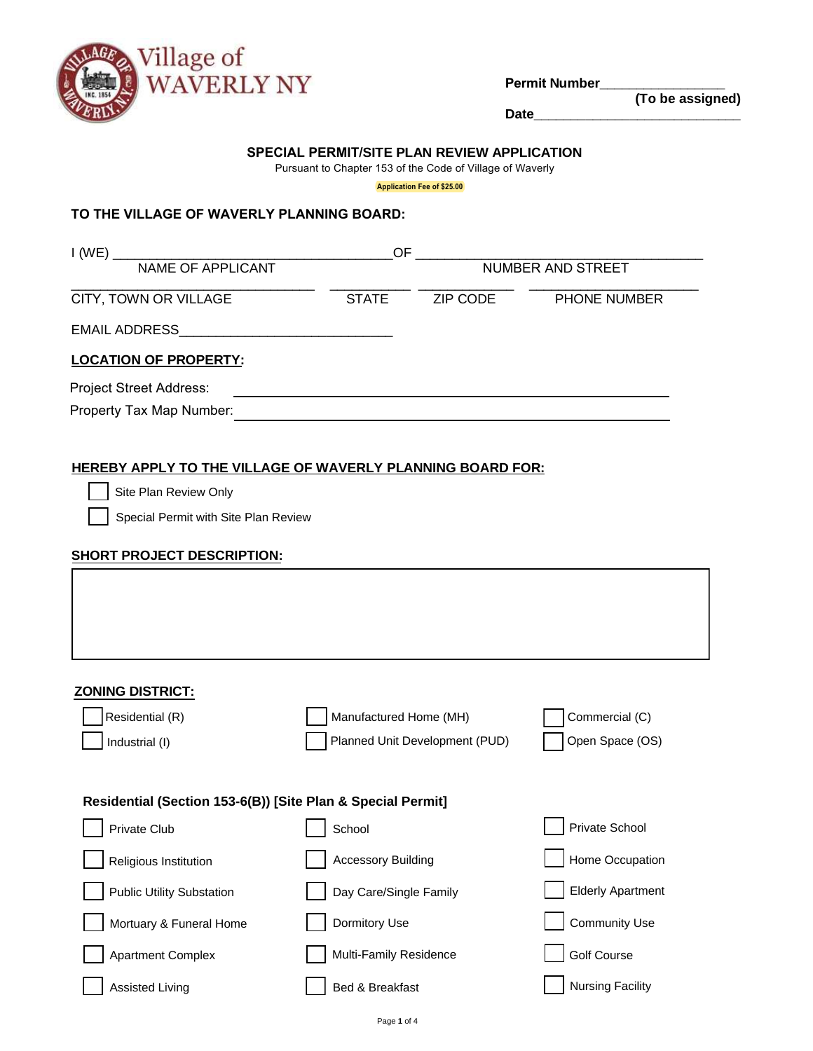Permit Number________________
(To be assigned)

Date____________________________

## SPECIAL PERMIT/SITE PLAN REVIEW APPLICATION

Pursuant to Chapter 153 of the Code of Village of Waverly

**Application Fee of $25.00**

**TO THE VILLAGE OF WAVERLY PLANNING BOARD:**

I (WE) ____________________________________ OF ______________________________________
NAME OF APPLICANT NUMBER AND STREET

________________________________ __________ ____________ ____________________
CITY, TOWN OR VILLAGE STATE ZIP CODE PHONE NUMBER

EMAIL ADDRESS____________________________

**LOCATION OF PROPERTY:**

Project Street Address: ______________________________________________

Property Tax Map Number: ______________________________________________

**HEREBY APPLY TO THE VILLAGE OF WAVERLY PLANNING BOARD FOR:**

- ☐ Site Plan Review Only
- ☐ Special Permit with Site Plan Review

**SHORT PROJECT DESCRIPTION:**

| |
|---|
| |

**ZONING DISTRICT:**

| | | |
|---|---|---|
| ☐ Residential (R) | ☐ Manufactured Home (MH) | ☐ Commercial (C) |
| ☐ Industrial (I) | ☐ Planned Unit Development (PUD) | ☐ Open Space (OS) |

**Residential (Section 153-6(B)) [Site Plan & Special Permit]**

| | | |
|---|---|---|
| ☐ Private Club | ☐ School | ☐ Private School |
| ☐ Religious Institution | ☐ Accessory Building | ☐ Home Occupation |
| ☐ Public Utility Substation | ☐ Day Care/Single Family | ☐ Elderly Apartment |
| ☐ Mortuary & Funeral Home | ☐ Dormitory Use | ☐ Community Use |
| ☐ Apartment Complex | ☐ Multi-Family Residence | ☐ Golf Course |
| ☐ Assisted Living | ☐ Bed & Breakfast | ☐ Nursing Facility |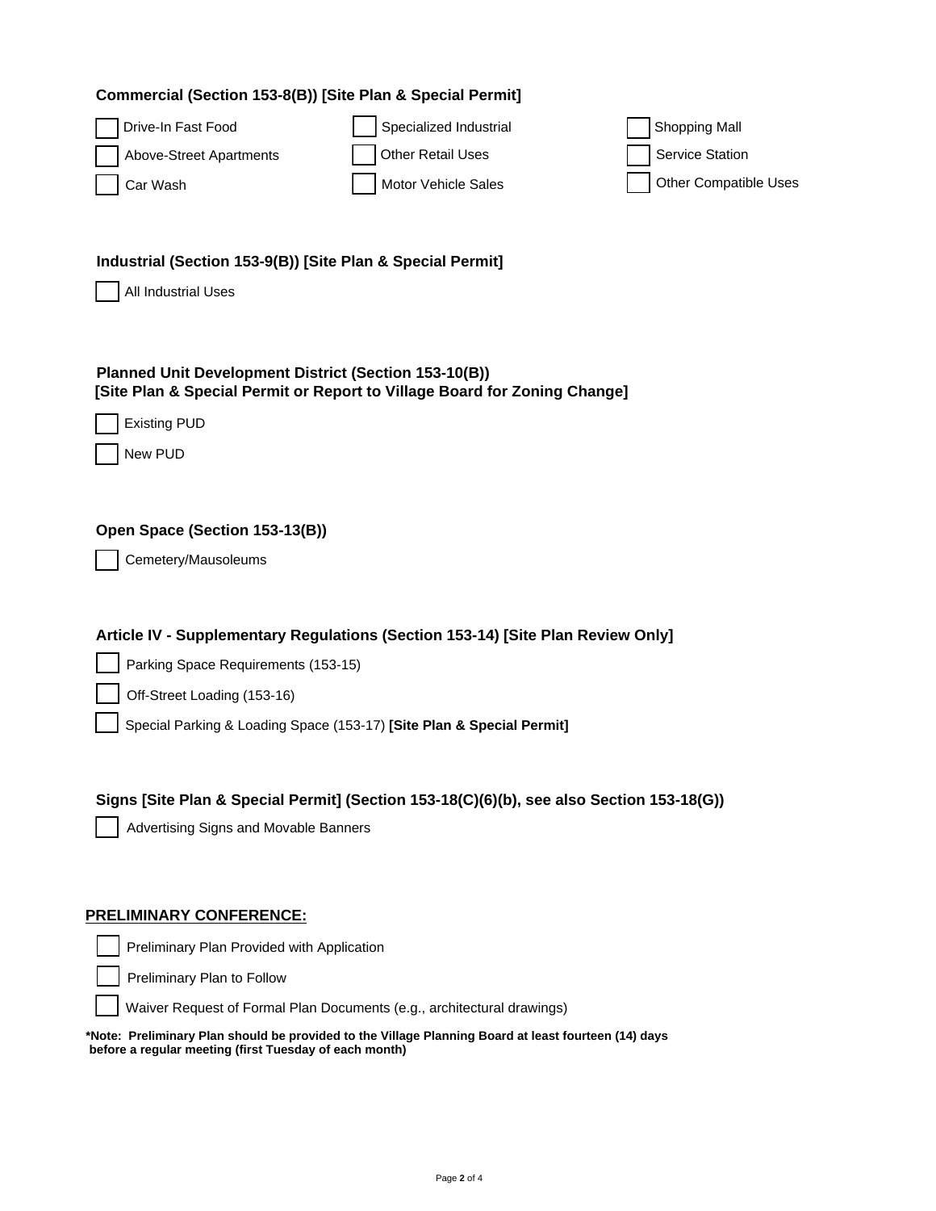**Commercial (Section 153-8(B)) [Site Plan & Special Permit]**

- [ ] Drive-In Fast Food
- [ ] Specialized Industrial
- [ ] Shopping Mall
- [ ] Above-Street Apartments
- [ ] Other Retail Uses
- [ ] Service Station
- [ ] Car Wash
- [ ] Motor Vehicle Sales
- [ ] Other Compatible Uses

**Industrial (Section 153-9(B)) [Site Plan & Special Permit]**

- [ ] All Industrial Uses

**Planned Unit Development District (Section 153-10(B))**
**[Site Plan & Special Permit or Report to Village Board for Zoning Change]**

- [ ] Existing PUD
- [ ] New PUD

**Open Space (Section 153-13(B))**

- [ ] Cemetery/Mausoleums

**Article IV - Supplementary Regulations (Section 153-14) [Site Plan Review Only]**

- [ ] Parking Space Requirements (153-15)
- [ ] Off-Street Loading (153-16)
- [ ] Special Parking & Loading Space (153-17) **[Site Plan & Special Permit]**

**Signs [Site Plan & Special Permit] (Section 153-18(C)(6)(b), see also Section 153-18(G))**

- [ ] Advertising Signs and Movable Banners

**PRELIMINARY CONFERENCE:**

- [ ] Preliminary Plan Provided with Application
- [ ] Preliminary Plan to Follow
- [ ] Waiver Request of Formal Plan Documents (e.g., architectural drawings)

***Note: Preliminary Plan should be provided to the Village Planning Board at least fourteen (14) days before a regular meeting (first Tuesday of each month)**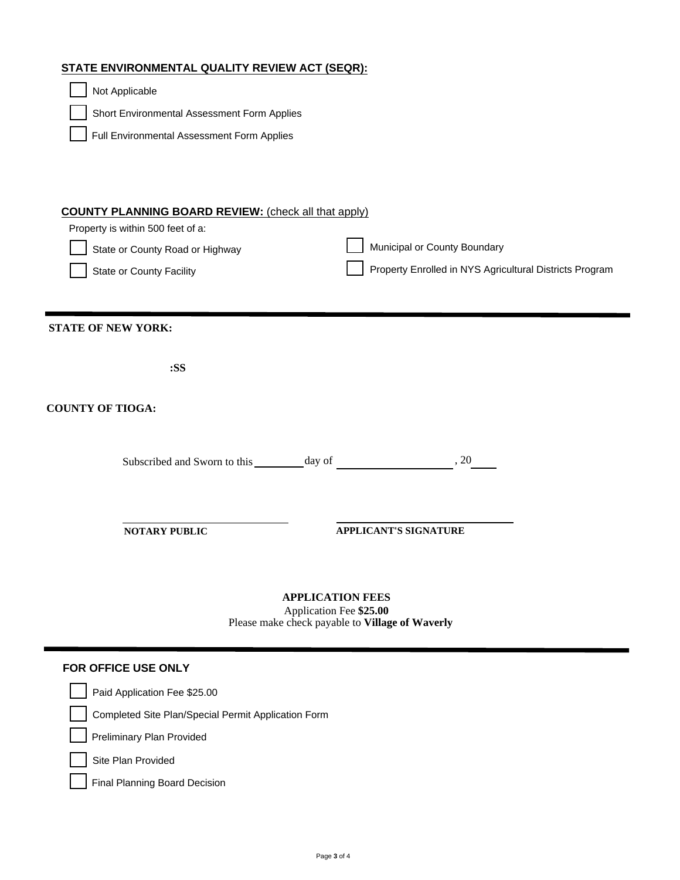## STATE ENVIRONMENTAL QUALITY REVIEW ACT (SEQR):

- ☐ Not Applicable
- ☐ Short Environmental Assessment Form Applies
- ☐ Full Environmental Assessment Form Applies

## COUNTY PLANNING BOARD REVIEW: (check all that apply)

Property is within 500 feet of a:

- ☐ State or County Road or Highway
- ☐ State or County Facility
- ☐ Municipal or County Boundary
- ☐ Property Enrolled in NYS Agricultural Districts Program

---

**STATE OF NEW YORK:**

**:SS**

**COUNTY OF TIOGA:**

Subscribed and Sworn to this ________ day of ____________________ , 20____

______________________________ NOTARY PUBLIC

______________________________ APPLICANT'S SIGNATURE

**APPLICATION FEES**

Application Fee **$25.00**

Please make check payable to **Village of Waverly**

---

## FOR OFFICE USE ONLY

- ☐ Paid Application Fee $25.00
- ☐ Completed Site Plan/Special Permit Application Form
- ☐ Preliminary Plan Provided
- ☐ Site Plan Provided
- ☐ Final Planning Board Decision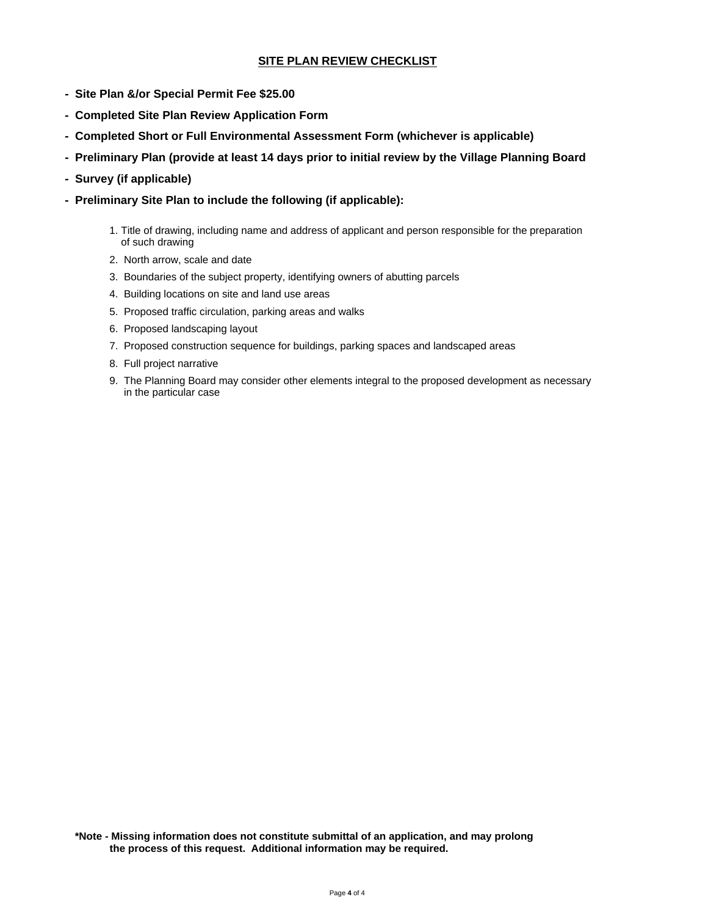## SITE PLAN REVIEW CHECKLIST

- **Site Plan &/or Special Permit Fee $25.00**
- **Completed Site Plan Review Application Form**
- **Completed Short or Full Environmental Assessment Form (whichever is applicable)**
- **Preliminary Plan (provide at least 14 days prior to initial review by the Village Planning Board**
- **Survey (if applicable)**
- **Preliminary Site Plan to include the following (if applicable):**

  1. Title of drawing, including name and address of applicant and person responsible for the preparation of such drawing
  2. North arrow, scale and date
  3. Boundaries of the subject property, identifying owners of abutting parcels
  4. Building locations on site and land use areas
  5. Proposed traffic circulation, parking areas and walks
  6. Proposed landscaping layout
  7. Proposed construction sequence for buildings, parking spaces and landscaped areas
  8. Full project narrative
  9. The Planning Board may consider other elements integral to the proposed development as necessary in the particular case

**\*Note - Missing information does not constitute submittal of an application, and may prolong the process of this request. Additional information may be required.**